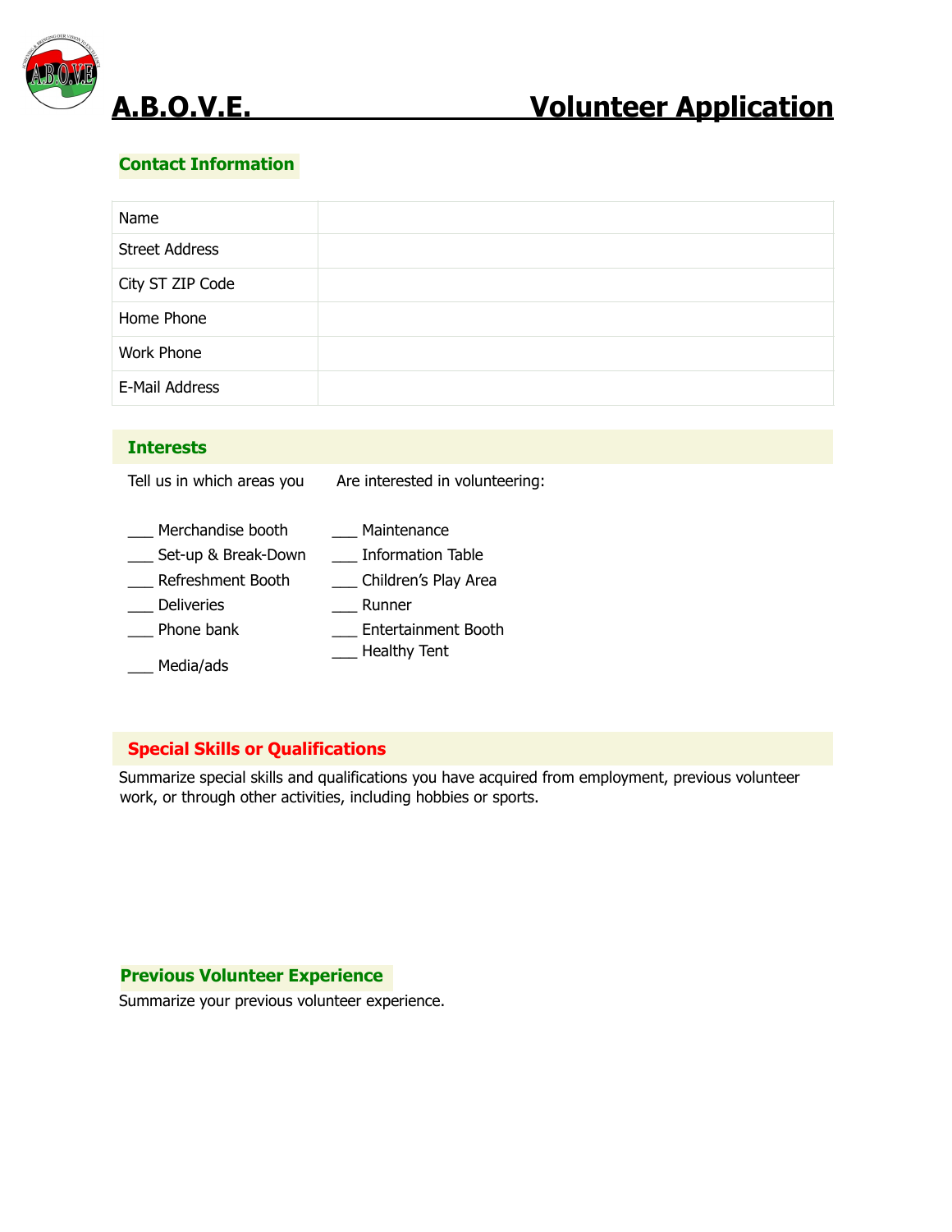# A.B.O.V.E. Volunteer Application

## Contact Information

| Name | |
|---|---|
| Street Address | |
| City ST ZIP Code | |
| Home Phone | |
| Work Phone | |
| E-Mail Address | |

## Interests

Tell us in which areas you Are interested in volunteering:

___ Merchandise booth
___ Set-up & Break-Down
___ Refreshment Booth
___ Deliveries
___ Phone bank
___ Media/ads
___ Maintenance
___ Information Table
___ Children's Play Area
___ Runner
___ Entertainment Booth
___ Healthy Tent

## Special Skills or Qualifications

Summarize special skills and qualifications you have acquired from employment, previous volunteer work, or through other activities, including hobbies or sports.

## Previous Volunteer Experience

Summarize your previous volunteer experience.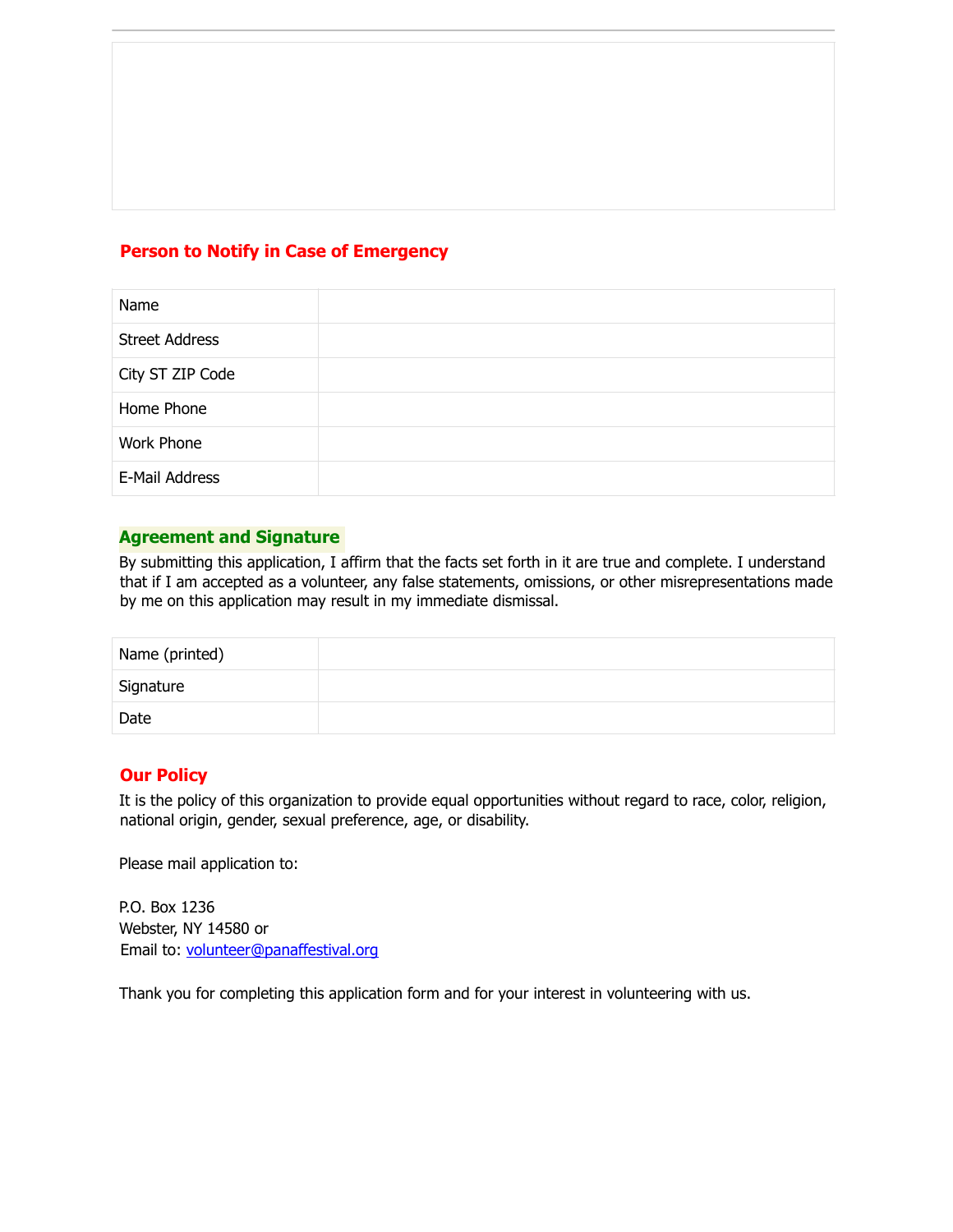## Person to Notify in Case of Emergency

| | |
|---|---|
| Name | |
| Street Address | |
| City ST ZIP Code | |
| Home Phone | |
| Work Phone | |
| E-Mail Address | |

## Agreement and Signature

By submitting this application, I affirm that the facts set forth in it are true and complete. I understand that if I am accepted as a volunteer, any false statements, omissions, or other misrepresentations made by me on this application may result in my immediate dismissal.

| | |
|---|---|
| Name (printed) | |
| Signature | |
| Date | |

## Our Policy

It is the policy of this organization to provide equal opportunities without regard to race, color, religion, national origin, gender, sexual preference, age, or disability.

Please mail application to:

P.O. Box 1236
Webster, NY 14580 or
Email to: volunteer@panaffestival.org

Thank you for completing this application form and for your interest in volunteering with us.